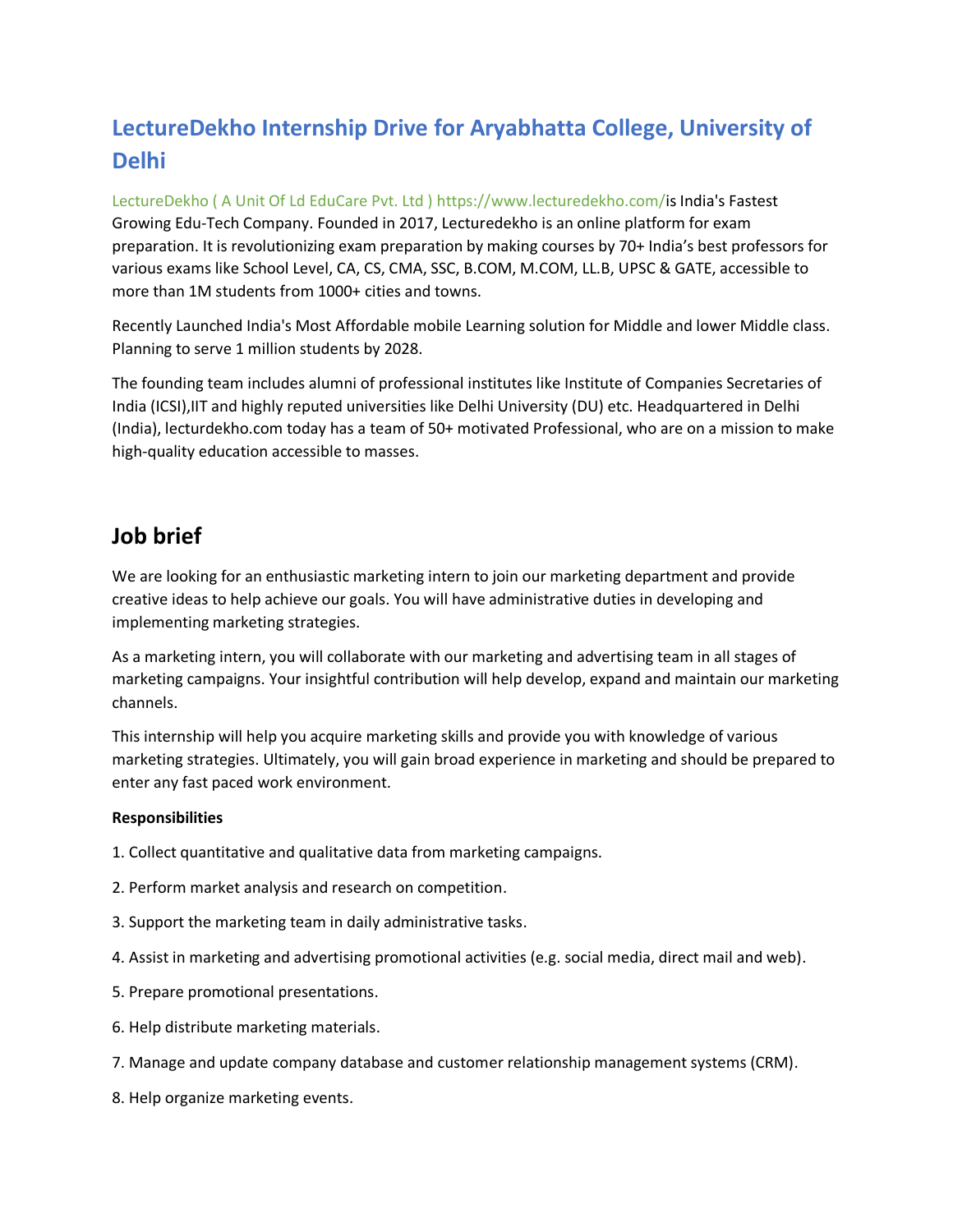# LectureDekho Internship Drive for Aryabhatta College, University of Delhi

LectureDekho ( A Unit Of Ld EduCare Pvt. Ltd ) https://www.lecturedekho.com/is India's Fastest Growing Edu-Tech Company. Founded in 2017, Lecturedekho is an online platform for exam preparation. It is revolutionizing exam preparation by making courses by 70+ India's best professors for various exams like School Level, CA, CS, CMA, SSC, B.COM, M.COM, LL.B, UPSC & GATE, accessible to more than 1M students from 1000+ cities and towns.

Recently Launched India's Most Affordable mobile Learning solution for Middle and lower Middle class. Planning to serve 1 million students by 2028.

The founding team includes alumni of professional institutes like Institute of Companies Secretaries of India (ICSI),IIT and highly reputed universities like Delhi University (DU) etc. Headquartered in Delhi (India), lecturdekho.com today has a team of 50+ motivated Professional, who are on a mission to make high-quality education accessible to masses.

## Job brief

We are looking for an enthusiastic marketing intern to join our marketing department and provide creative ideas to help achieve our goals. You will have administrative duties in developing and implementing marketing strategies.

As a marketing intern, you will collaborate with our marketing and advertising team in all stages of marketing campaigns. Your insightful contribution will help develop, expand and maintain our marketing channels.

This internship will help you acquire marketing skills and provide you with knowledge of various marketing strategies. Ultimately, you will gain broad experience in marketing and should be prepared to enter any fast paced work environment.

**Responsibilities**

1. Collect quantitative and qualitative data from marketing campaigns.
2. Perform market analysis and research on competition.
3. Support the marketing team in daily administrative tasks.
4. Assist in marketing and advertising promotional activities (e.g. social media, direct mail and web).
5. Prepare promotional presentations.
6. Help distribute marketing materials.
7. Manage and update company database and customer relationship management systems (CRM).
8. Help organize marketing events.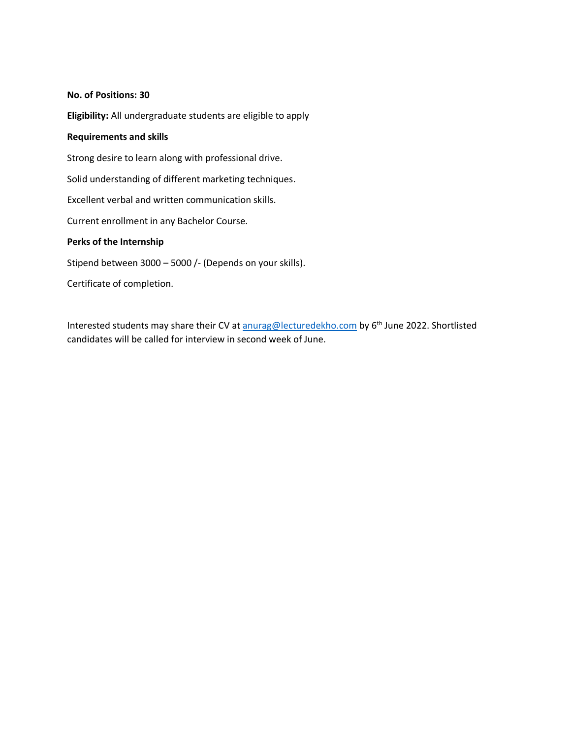**No. of Positions: 30**

**Eligibility:** All undergraduate students are eligible to apply

**Requirements and skills**

Strong desire to learn along with professional drive.

Solid understanding of different marketing techniques.

Excellent verbal and written communication skills.

Current enrollment in any Bachelor Course.

**Perks of the Internship**

Stipend between 3000 – 5000 /- (Depends on your skills).

Certificate of completion.

Interested students may share their CV at anurag@lecturedekho.com by 6th June 2022. Shortlisted candidates will be called for interview in second week of June.